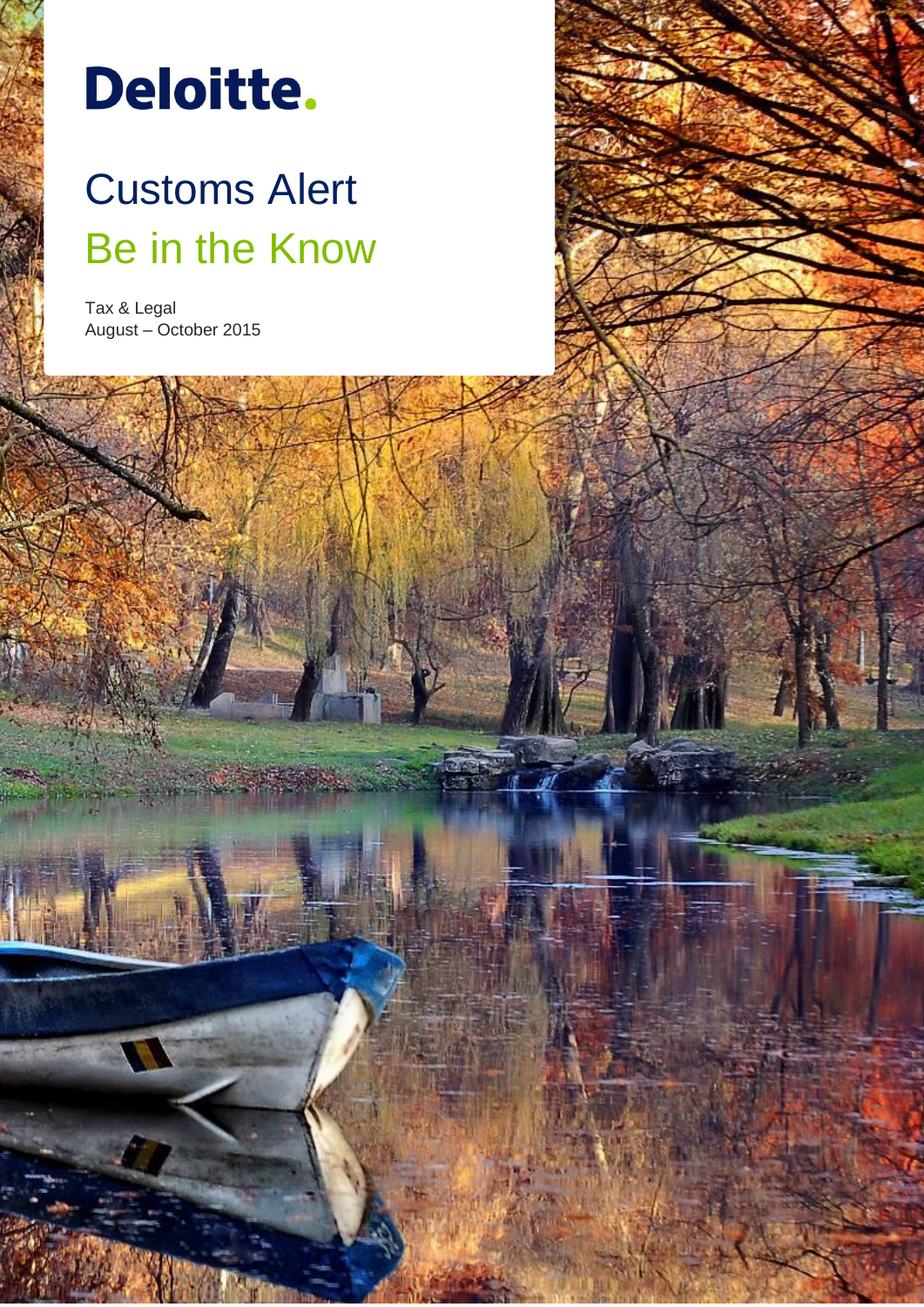Deloitte.

# Customs Alert

## Be in the Know

Tax & Legal
August – October 2015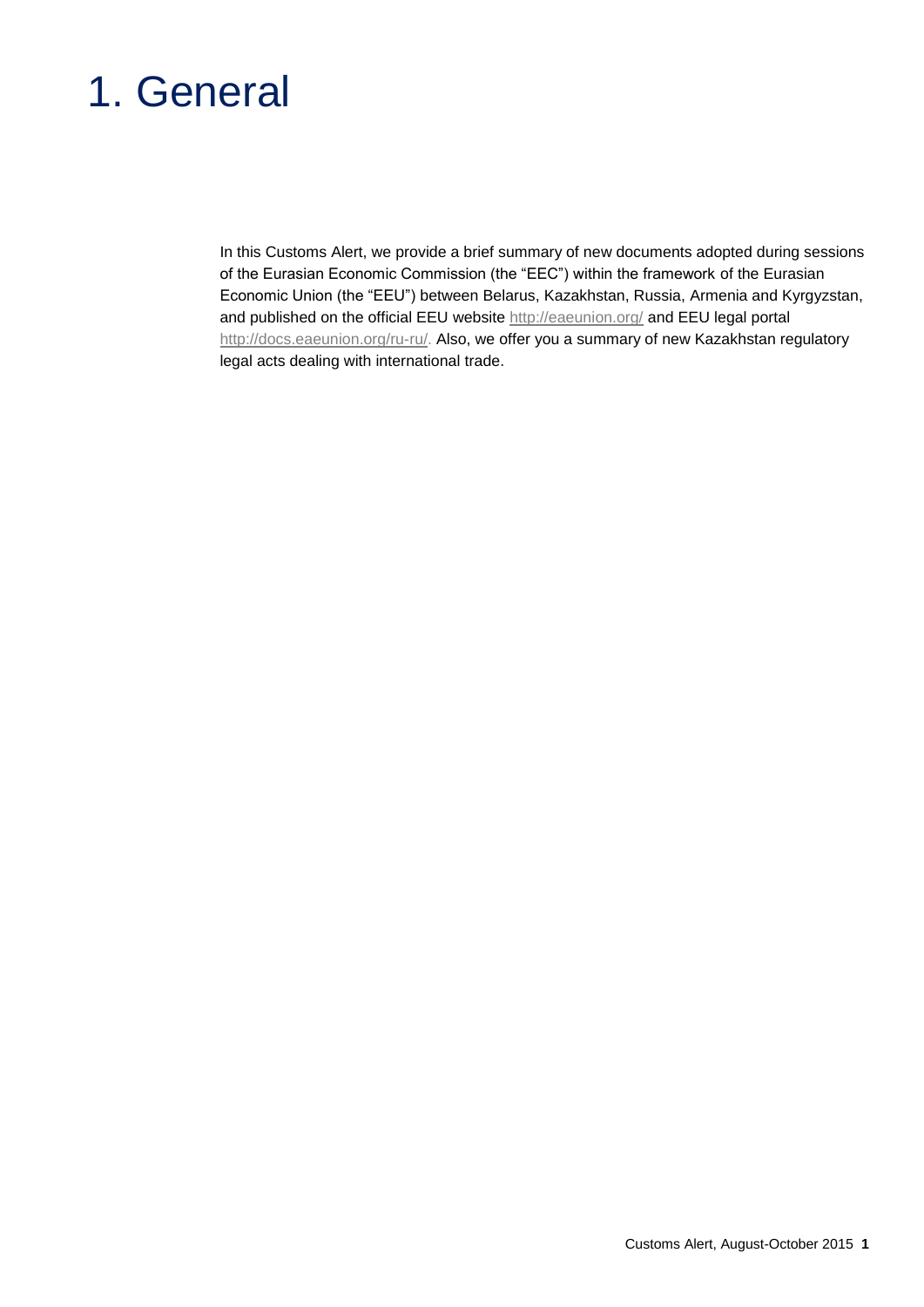# 1. General

In this Customs Alert, we provide a brief summary of new documents adopted during sessions of the Eurasian Economic Commission (the "EEC") within the framework of the Eurasian Economic Union (the "EEU") between Belarus, Kazakhstan, Russia, Armenia and Kyrgyzstan, and published on the official EEU website http://eaeunion.org/ and EEU legal portal http://docs.eaeunion.org/ru-ru/. Also, we offer you a summary of new Kazakhstan regulatory legal acts dealing with international trade.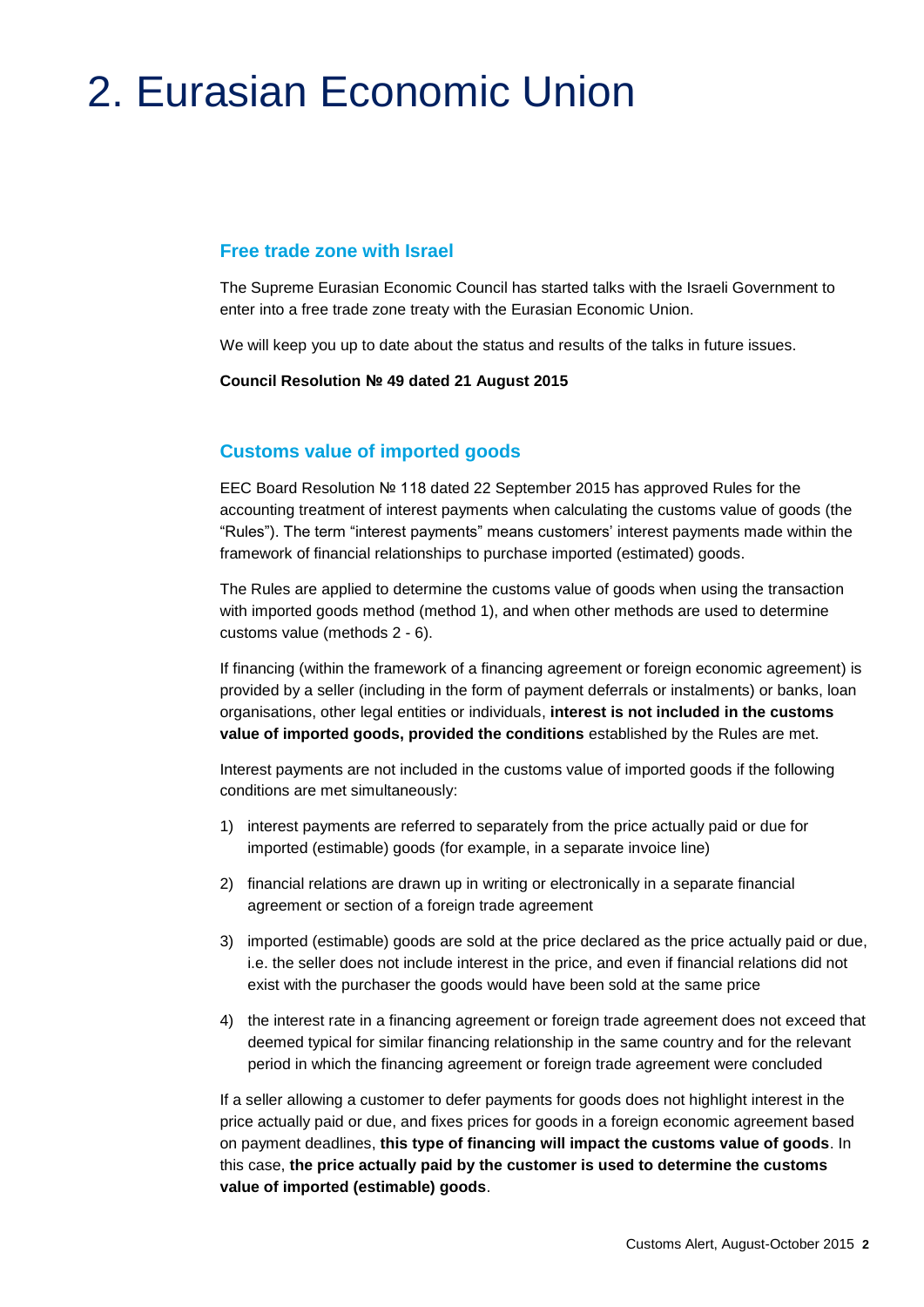# 2. Eurasian Economic Union

## Free trade zone with Israel

The Supreme Eurasian Economic Council has started talks with the Israeli Government to enter into a free trade zone treaty with the Eurasian Economic Union.

We will keep you up to date about the status and results of the talks in future issues.

**Council Resolution № 49 dated 21 August 2015**

## Customs value of imported goods

EEC Board Resolution № 118 dated 22 September 2015 has approved Rules for the accounting treatment of interest payments when calculating the customs value of goods (the "Rules"). The term "interest payments" means customers' interest payments made within the framework of financial relationships to purchase imported (estimated) goods.

The Rules are applied to determine the customs value of goods when using the transaction with imported goods method (method 1), and when other methods are used to determine customs value (methods 2 - 6).

If financing (within the framework of a financing agreement or foreign economic agreement) is provided by a seller (including in the form of payment deferrals or instalments) or banks, loan organisations, other legal entities or individuals, **interest is not included in the customs value of imported goods, provided the conditions** established by the Rules are met.

Interest payments are not included in the customs value of imported goods if the following conditions are met simultaneously:

1) interest payments are referred to separately from the price actually paid or due for imported (estimable) goods (for example, in a separate invoice line)
2) financial relations are drawn up in writing or electronically in a separate financial agreement or section of a foreign trade agreement
3) imported (estimable) goods are sold at the price declared as the price actually paid or due, i.e. the seller does not include interest in the price, and even if financial relations did not exist with the purchaser the goods would have been sold at the same price
4) the interest rate in a financing agreement or foreign trade agreement does not exceed that deemed typical for similar financing relationship in the same country and for the relevant period in which the financing agreement or foreign trade agreement were concluded

If a seller allowing a customer to defer payments for goods does not highlight interest in the price actually paid or due, and fixes prices for goods in a foreign economic agreement based on payment deadlines, **this type of financing will impact the customs value of goods**. In this case, **the price actually paid by the customer is used to determine the customs value of imported (estimable) goods**.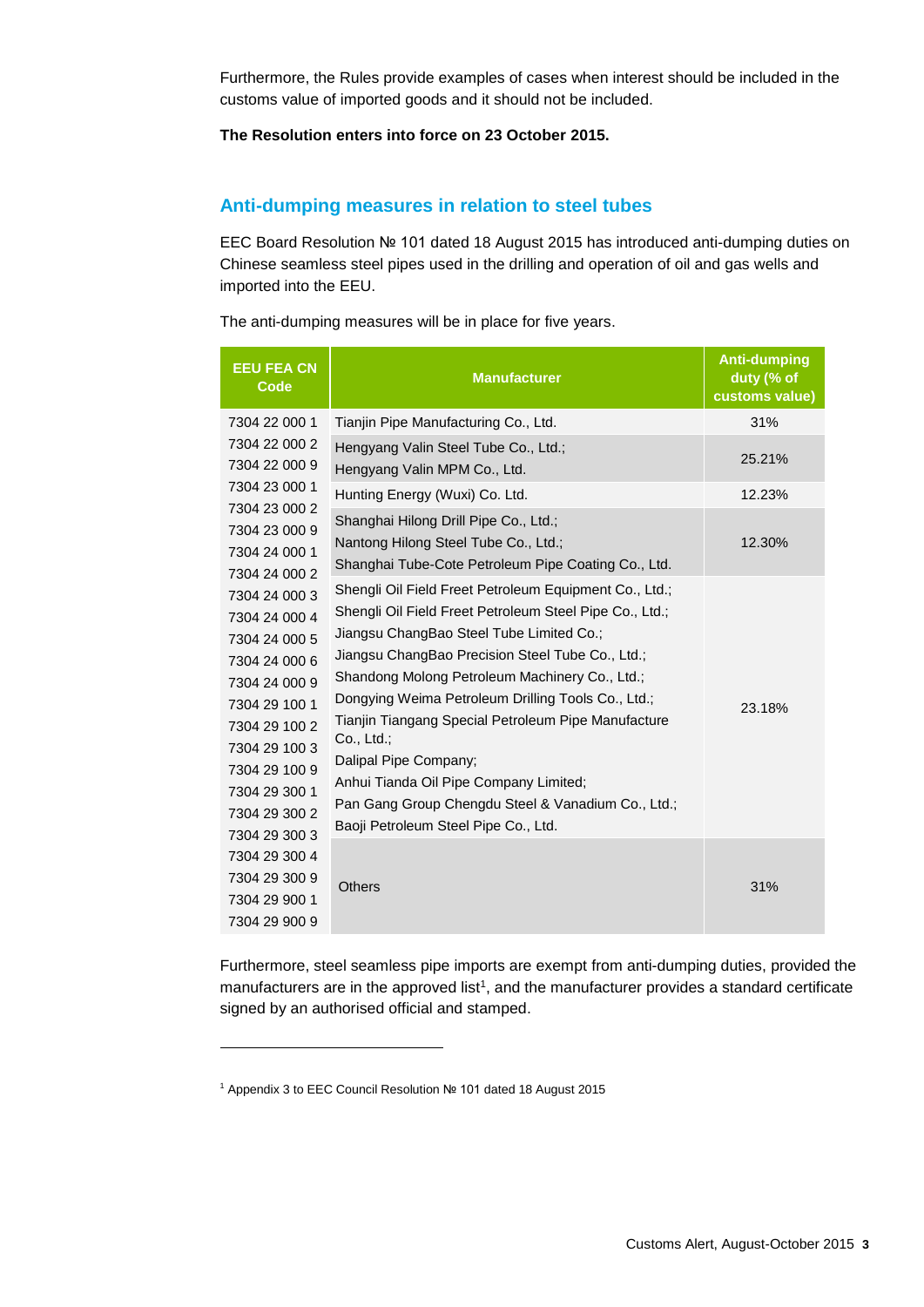Furthermore, the Rules provide examples of cases when interest should be included in the customs value of imported goods and it should not be included.

**The Resolution enters into force on 23 October 2015.**

## Anti-dumping measures in relation to steel tubes

EEC Board Resolution № 101 dated 18 August 2015 has introduced anti-dumping duties on Chinese seamless steel pipes used in the drilling and operation of oil and gas wells and imported into the EEU.

The anti-dumping measures will be in place for five years.

| EEU FEA CN Code | Manufacturer | Anti-dumping duty (% of customs value) |
|---|---|---|
| 7304 22 000 1<br>7304 22 000 2<br>7304 22 000 9<br>7304 23 000 1<br>7304 23 000 2<br>7304 23 000 9<br>7304 24 000 1<br>7304 24 000 2<br>7304 24 000 3<br>7304 24 000 4<br>7304 24 000 5<br>7304 24 000 6<br>7304 24 000 9<br>7304 29 100 1<br>7304 29 100 2<br>7304 29 100 3<br>7304 29 100 9<br>7304 29 300 1<br>7304 29 300 2<br>7304 29 300 3<br>7304 29 300 4<br>7304 29 300 9<br>7304 29 900 1<br>7304 29 900 9 | Tianjin Pipe Manufacturing Co., Ltd. | 31% |
| | Hengyang Valin Steel Tube Co., Ltd.;<br>Hengyang Valin MPM Co., Ltd. | 25.21% |
| | Hunting Energy (Wuxi) Co. Ltd. | 12.23% |
| | Shanghai Hilong Drill Pipe Co., Ltd.;<br>Nantong Hilong Steel Tube Co., Ltd.;<br>Shanghai Tube-Cote Petroleum Pipe Coating Co., Ltd. | 12.30% |
| | Shengli Oil Field Freet Petroleum Equipment Co., Ltd.;<br>Shengli Oil Field Freet Petroleum Steel Pipe Co., Ltd.;<br>Jiangsu ChangBao Steel Tube Limited Co.;<br>Jiangsu ChangBao Precision Steel Tube Co., Ltd.;<br>Shandong Molong Petroleum Machinery Co., Ltd.;<br>Dongying Weima Petroleum Drilling Tools Co., Ltd.;<br>Tianjin Tiangang Special Petroleum Pipe Manufacture Co., Ltd.;<br>Dalipal Pipe Company;<br>Anhui Tianda Oil Pipe Company Limited;<br>Pan Gang Group Chengdu Steel & Vanadium Co., Ltd.;<br>Baoji Petroleum Steel Pipe Co., Ltd. | 23.18% |
| | Others | 31% |

Furthermore, steel seamless pipe imports are exempt from anti-dumping duties, provided the manufacturers are in the approved list[1], and the manufacturer provides a standard certificate signed by an authorised official and stamped.

[1] Appendix 3 to EEC Council Resolution № 101 dated 18 August 2015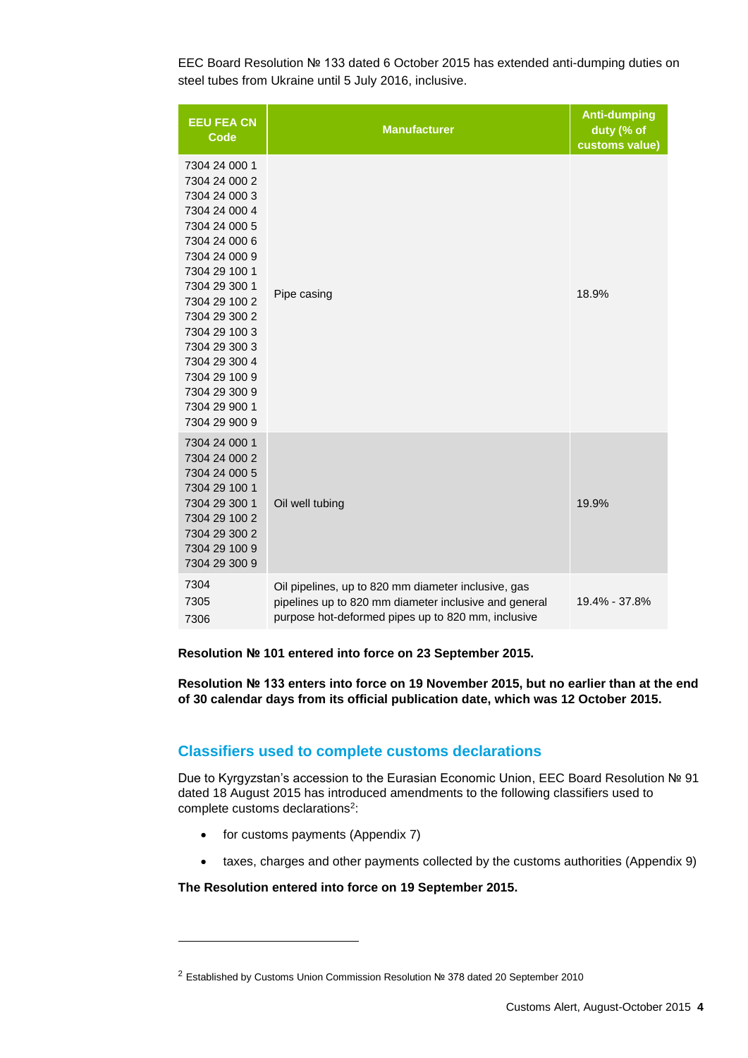EEC Board Resolution № 133 dated 6 October 2015 has extended anti-dumping duties on steel tubes from Ukraine until 5 July 2016, inclusive.

| EEU FEA CN Code | Manufacturer | Anti-dumping duty (% of customs value) |
|---|---|---|
| 7304 24 000 1<br>7304 24 000 2<br>7304 24 000 3<br>7304 24 000 4<br>7304 24 000 5<br>7304 24 000 6<br>7304 24 000 9<br>7304 29 100 1<br>7304 29 300 1<br>7304 29 100 2<br>7304 29 300 2<br>7304 29 100 3<br>7304 29 300 3<br>7304 29 300 4<br>7304 29 100 9<br>7304 29 300 9<br>7304 29 900 1<br>7304 29 900 9 | Pipe casing | 18.9% |
| 7304 24 000 1<br>7304 24 000 2<br>7304 24 000 5<br>7304 29 100 1<br>7304 29 300 1<br>7304 29 100 2<br>7304 29 300 2<br>7304 29 100 9<br>7304 29 300 9 | Oil well tubing | 19.9% |
| 7304<br>7305<br>7306 | Oil pipelines, up to 820 mm diameter inclusive, gas pipelines up to 820 mm diameter inclusive and general purpose hot-deformed pipes up to 820 mm, inclusive | 19.4% - 37.8% |

**Resolution № 101 entered into force on 23 September 2015.**

**Resolution № 133 enters into force on 19 November 2015, but no earlier than at the end of 30 calendar days from its official publication date, which was 12 October 2015.**

## Classifiers used to complete customs declarations

Due to Kyrgyzstan's accession to the Eurasian Economic Union, EEC Board Resolution № 91 dated 18 August 2015 has introduced amendments to the following classifiers used to complete customs declarations[2]:

- for customs payments (Appendix 7)
- taxes, charges and other payments collected by the customs authorities (Appendix 9)

**The Resolution entered into force on 19 September 2015.**

[2] Established by Customs Union Commission Resolution № 378 dated 20 September 2010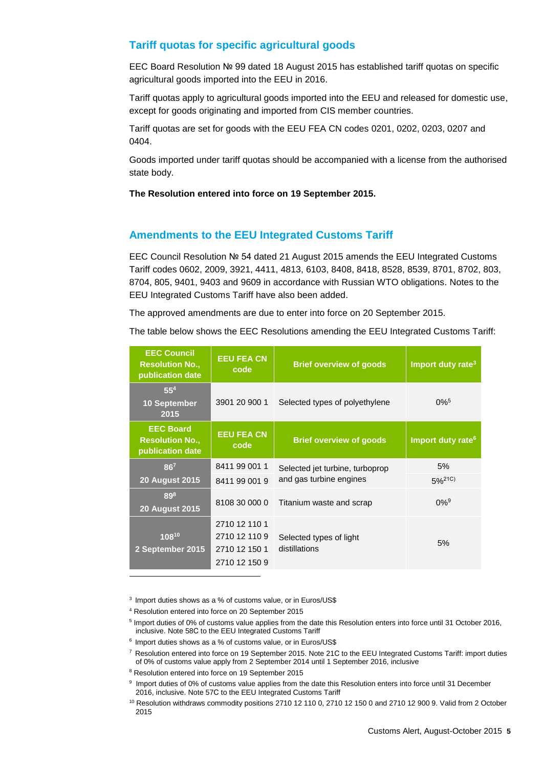## Tariff quotas for specific agricultural goods

EEC Board Resolution № 99 dated 18 August 2015 has established tariff quotas on specific agricultural goods imported into the EEU in 2016.

Tariff quotas apply to agricultural goods imported into the EEU and released for domestic use, except for goods originating and imported from CIS member countries.

Tariff quotas are set for goods with the EEU FEA CN codes 0201, 0202, 0203, 0207 and 0404.

Goods imported under tariff quotas should be accompanied with a license from the authorised state body.

**The Resolution entered into force on 19 September 2015.**

## Amendments to the EEU Integrated Customs Tariff

EEC Council Resolution № 54 dated 21 August 2015 amends the EEU Integrated Customs Tariff codes 0602, 2009, 3921, 4411, 4813, 6103, 8408, 8418, 8528, 8539, 8701, 8702, 803, 8704, 805, 9401, 9403 and 9609 in accordance with Russian WTO obligations. Notes to the EEU Integrated Customs Tariff have also been added.

The approved amendments are due to enter into force on 20 September 2015.

The table below shows the EEC Resolutions amending the EEU Integrated Customs Tariff:

| EEC Council Resolution No., publication date | EEU FEA CN code | Brief overview of goods | Import duty rate[3] |
|---|---|---|---|
| 55[4] 10 September 2015 | 3901 20 900 1 | Selected types of polyethylene | 0%[5] |
| **EEC Board Resolution No., publication date** | **EEU FEA CN code** | **Brief overview of goods** | **Import duty rate[6]** |
| 86[7] 20 August 2015 | 8411 99 001 1 | Selected jet turbine, turboprop and gas turbine engines | 5% |
| | 8411 99 001 9 | | 5%[21C)] |
| 89[8] 20 August 2015 | 8108 30 000 0 | Titanium waste and scrap | 0%[9] |
| 108[10] 2 September 2015 | 2710 12 110 1<br>2710 12 110 9<br>2710 12 150 1<br>2710 12 150 9 | Selected types of light distillations | 5% |

[3] Import duties shows as a % of customs value, or in Euros/US$

[4] Resolution entered into force on 20 September 2015

[5] Import duties of 0% of customs value applies from the date this Resolution enters into force until 31 October 2016, inclusive. Note 58C to the EEU Integrated Customs Tariff

[6] Import duties shows as a % of customs value, or in Euros/US$

[7] Resolution entered into force on 19 September 2015. Note 21C to the EEU Integrated Customs Tariff: import duties of 0% of customs value apply from 2 September 2014 until 1 September 2016, inclusive

[8] Resolution entered into force on 19 September 2015

[9] Import duties of 0% of customs value applies from the date this Resolution enters into force until 31 December 2016, inclusive. Note 57C to the EEU Integrated Customs Tariff

[10] Resolution withdraws commodity positions 2710 12 110 0, 2710 12 150 0 and 2710 12 900 9. Valid from 2 October 2015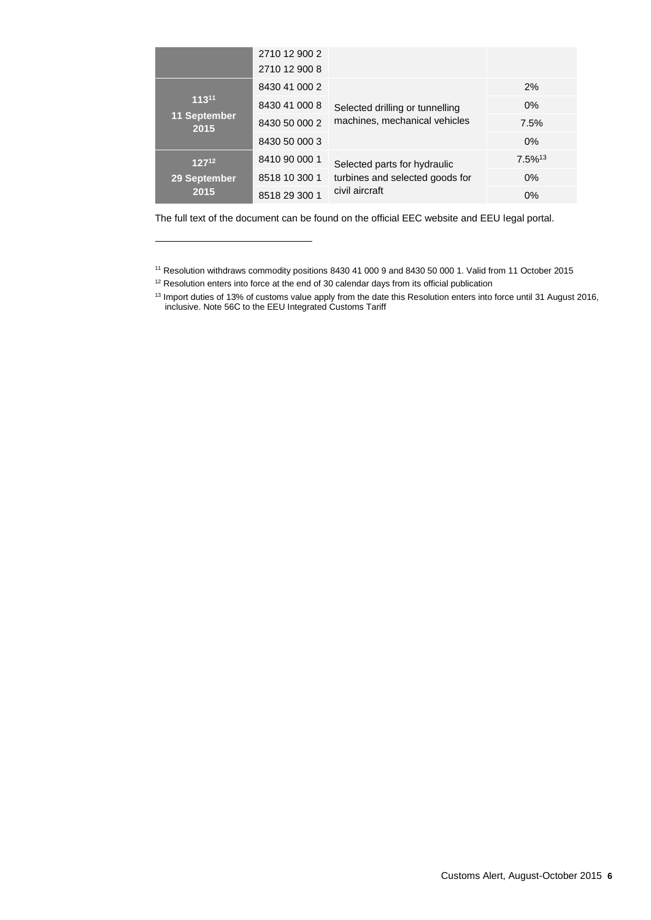| | | | |
|---|---|---|---|
| | 2710 12 900 2<br>2710 12 900 8 | | |
| **113**[11]<br>**11 September 2015** | 8430 41 000 2 | Selected drilling or tunnelling machines, mechanical vehicles | 2% |
| | 8430 41 000 8 | | 0% |
| | 8430 50 000 2 | | 7.5% |
| | 8430 50 000 3 | | 0% |
| **127**[12]<br>**29 September 2015** | 8410 90 000 1 | Selected parts for hydraulic turbines and selected goods for civil aircraft | 7.5%[13] |
| | 8518 10 300 1 | | 0% |
| | 8518 29 300 1 | | 0% |

The full text of the document can be found on the official EEC website and EEU legal portal.

---

[11] Resolution withdraws commodity positions 8430 41 000 9 and 8430 50 000 1. Valid from 11 October 2015

[12] Resolution enters into force at the end of 30 calendar days from its official publication

[13] Import duties of 13% of customs value apply from the date this Resolution enters into force until 31 August 2016, inclusive. Note 56C to the EEU Integrated Customs Tariff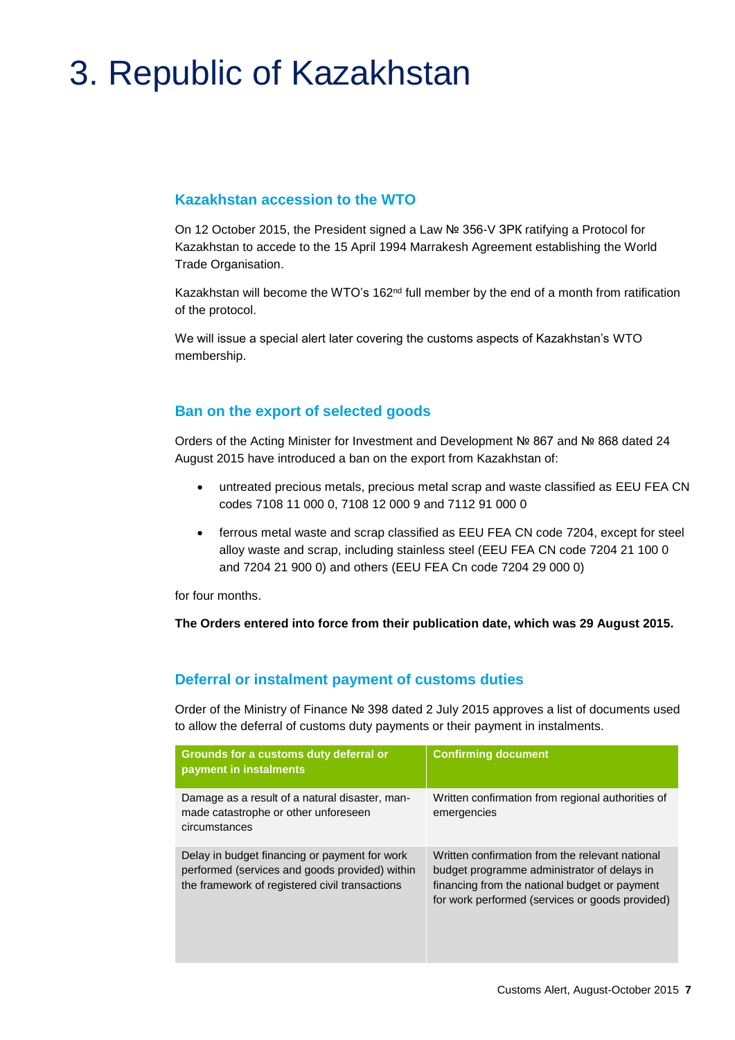# 3. Republic of Kazakhstan

## Kazakhstan accession to the WTO

On 12 October 2015, the President signed a Law № 356-V ЗРК ratifying a Protocol for Kazakhstan to accede to the 15 April 1994 Marrakesh Agreement establishing the World Trade Organisation.

Kazakhstan will become the WTO's 162nd full member by the end of a month from ratification of the protocol.

We will issue a special alert later covering the customs aspects of Kazakhstan's WTO membership.

## Ban on the export of selected goods

Orders of the Acting Minister for Investment and Development № 867 and № 868 dated 24 August 2015 have introduced a ban on the export from Kazakhstan of:

- untreated precious metals, precious metal scrap and waste classified as EEU FEA CN codes 7108 11 000 0, 7108 12 000 9 and 7112 91 000 0
- ferrous metal waste and scrap classified as EEU FEA CN code 7204, except for steel alloy waste and scrap, including stainless steel (EEU FEA CN code 7204 21 100 0 and 7204 21 900 0) and others (EEU FEA Cn code 7204 29 000 0)

for four months.

**The Orders entered into force from their publication date, which was 29 August 2015.**

## Deferral or instalment payment of customs duties

Order of the Ministry of Finance № 398 dated 2 July 2015 approves a list of documents used to allow the deferral of customs duty payments or their payment in instalments.

| Grounds for a customs duty deferral or payment in instalments | Confirming document |
|---|---|
| Damage as a result of a natural disaster, man-made catastrophe or other unforeseen circumstances | Written confirmation from regional authorities of emergencies |
| Delay in budget financing or payment for work performed (services and goods provided) within the framework of registered civil transactions | Written confirmation from the relevant national budget programme administrator of delays in financing from the national budget or payment for work performed (services or goods provided) |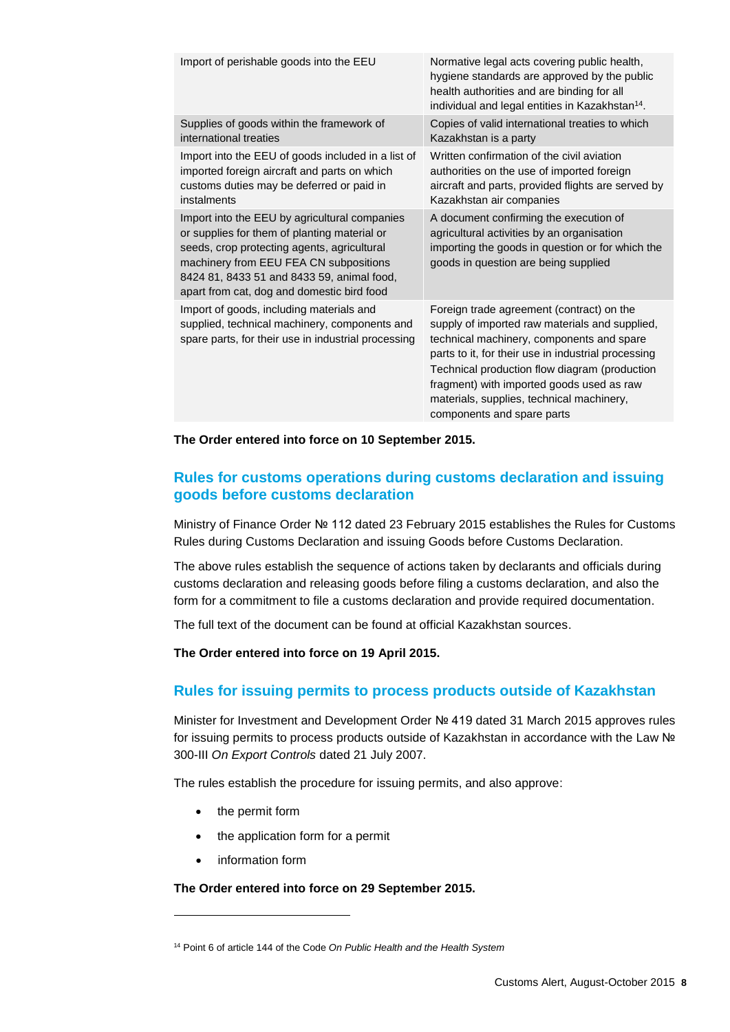| | |
|---|---|
| Import of perishable goods into the EEU | Normative legal acts covering public health, hygiene standards are approved by the public health authorities and are binding for all individual and legal entities in Kazakhstan[14]. |
| Supplies of goods within the framework of international treaties | Copies of valid international treaties to which Kazakhstan is a party |
| Import into the EEU of goods included in a list of imported foreign aircraft and parts on which customs duties may be deferred or paid in instalments | Written confirmation of the civil aviation authorities on the use of imported foreign aircraft and parts, provided flights are served by Kazakhstan air companies |
| Import into the EEU by agricultural companies or supplies for them of planting material or seeds, crop protecting agents, agricultural machinery from EEU FEA CN subpositions 8424 81, 8433 51 and 8433 59, animal food, apart from cat, dog and domestic bird food | A document confirming the execution of agricultural activities by an organisation importing the goods in question or for which the goods in question are being supplied |
| Import of goods, including materials and supplied, technical machinery, components and spare parts, for their use in industrial processing | Foreign trade agreement (contract) on the supply of imported raw materials and supplied, technical machinery, components and spare parts to it, for their use in industrial processing Technical production flow diagram (production fragment) with imported goods used as raw materials, supplies, technical machinery, components and spare parts |

**The Order entered into force on 10 September 2015.**

## Rules for customs operations during customs declaration and issuing goods before customs declaration

Ministry of Finance Order № 112 dated 23 February 2015 establishes the Rules for Customs Rules during Customs Declaration and issuing Goods before Customs Declaration.

The above rules establish the sequence of actions taken by declarants and officials during customs declaration and releasing goods before filing a customs declaration, and also the form for a commitment to file a customs declaration and provide required documentation.

The full text of the document can be found at official Kazakhstan sources.

**The Order entered into force on 19 April 2015.**

## Rules for issuing permits to process products outside of Kazakhstan

Minister for Investment and Development Order № 419 dated 31 March 2015 approves rules for issuing permits to process products outside of Kazakhstan in accordance with the Law № 300-III *On Export Controls* dated 21 July 2007.

The rules establish the procedure for issuing permits, and also approve:

- the permit form
- the application form for a permit
- information form

**The Order entered into force on 29 September 2015.**

---

[14] Point 6 of article 144 of the Code *On Public Health and the Health System*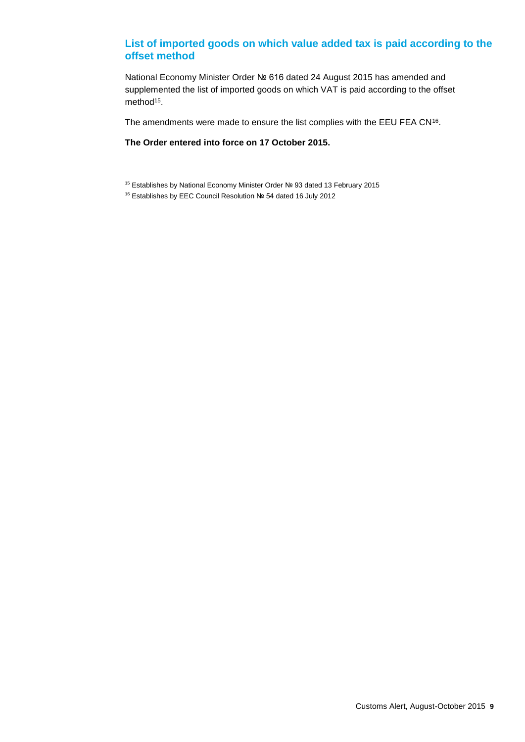## List of imported goods on which value added tax is paid according to the offset method

National Economy Minister Order № 616 dated 24 August 2015 has amended and supplemented the list of imported goods on which VAT is paid according to the offset method[15].

The amendments were made to ensure the list complies with the EEU FEA CN[16].

**The Order entered into force on 17 October 2015.**

---

[15] Establishes by National Economy Minister Order № 93 dated 13 February 2015

[16] Establishes by EEC Council Resolution № 54 dated 16 July 2012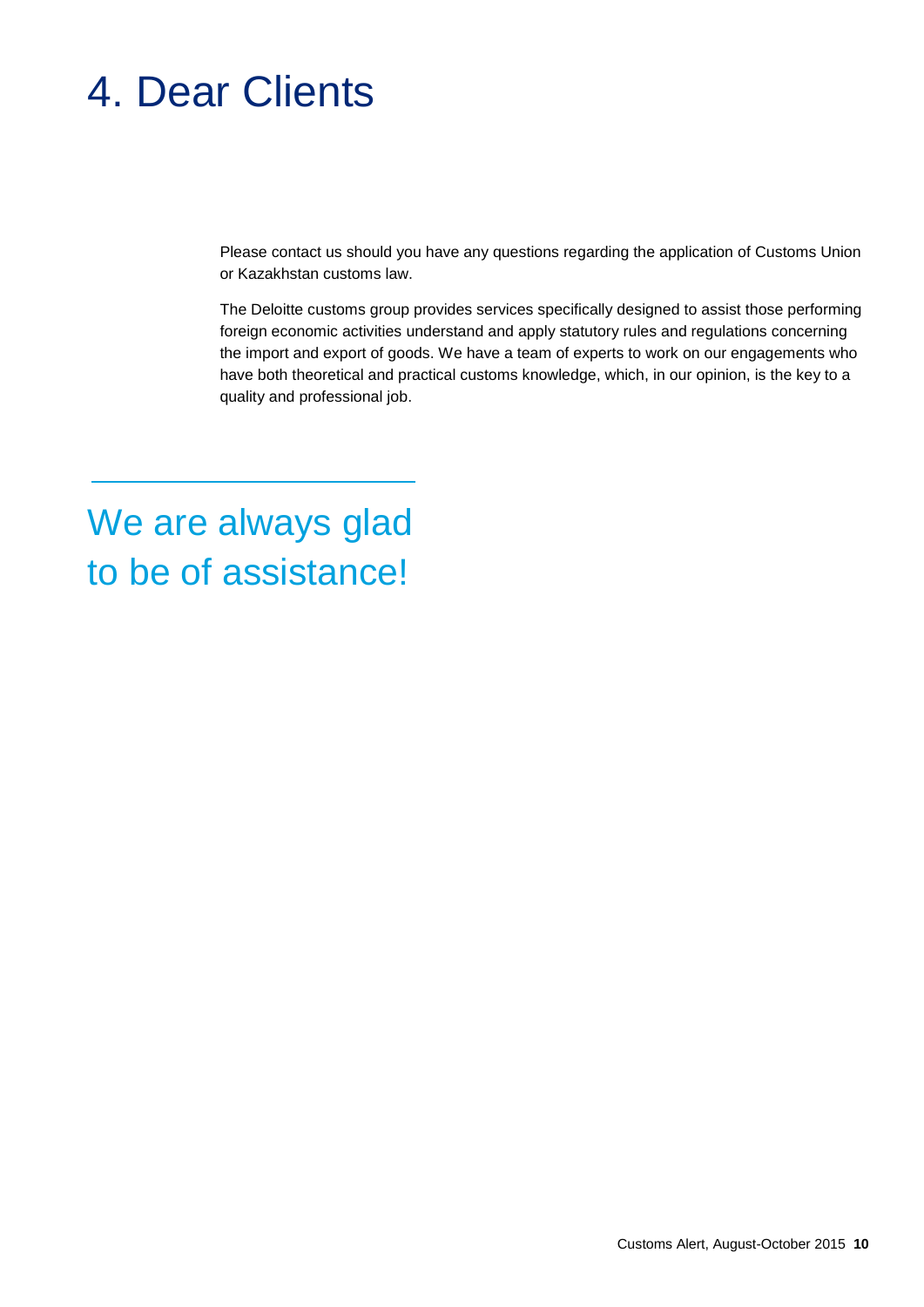# 4. Dear Clients

Please contact us should you have any questions regarding the application of Customs Union or Kazakhstan customs law.

The Deloitte customs group provides services specifically designed to assist those performing foreign economic activities understand and apply statutory rules and regulations concerning the import and export of goods. We have a team of experts to work on our engagements who have both theoretical and practical customs knowledge, which, in our opinion, is the key to a quality and professional job.

## We are always glad to be of assistance!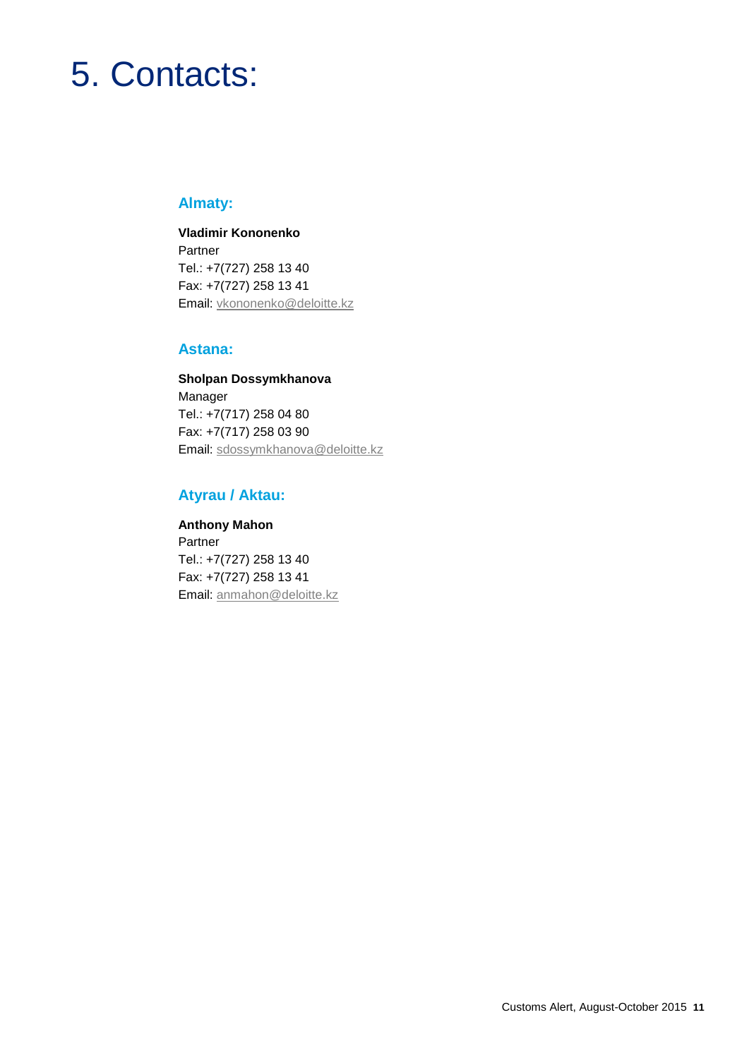# 5. Contacts:

## Almaty:

**Vladimir Kononenko**
Partner
Tel.: +7(727) 258 13 40
Fax: +7(727) 258 13 41
Email: vkononenko@deloitte.kz

## Astana:

**Sholpan Dossymkhanova**
Manager
Tel.: +7(717) 258 04 80
Fax: +7(717) 258 03 90
Email: sdossymkhanova@deloitte.kz

## Atyrau / Aktau:

**Anthony Mahon**
Partner
Tel.: +7(727) 258 13 40
Fax: +7(727) 258 13 41
Email: anmahon@deloitte.kz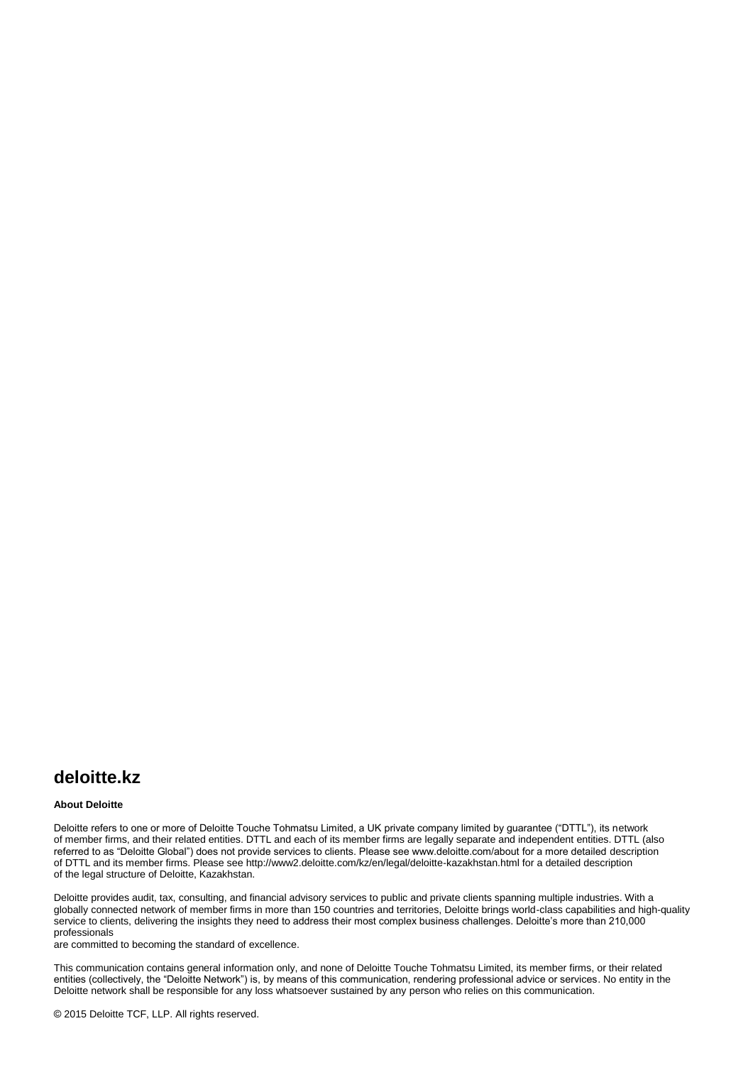## deloitte.kz

**About Deloitte**

Deloitte refers to one or more of Deloitte Touche Tohmatsu Limited, a UK private company limited by guarantee ("DTTL"), its network of member firms, and their related entities. DTTL and each of its member firms are legally separate and independent entities. DTTL (also referred to as "Deloitte Global") does not provide services to clients. Please see www.deloitte.com/about for a more detailed description of DTTL and its member firms. Please see http://www2.deloitte.com/kz/en/legal/deloitte-kazakhstan.html for a detailed description of the legal structure of Deloitte, Kazakhstan.

Deloitte provides audit, tax, consulting, and financial advisory services to public and private clients spanning multiple industries. With a globally connected network of member firms in more than 150 countries and territories, Deloitte brings world-class capabilities and high-quality service to clients, delivering the insights they need to address their most complex business challenges. Deloitte's more than 210,000 professionals are committed to becoming the standard of excellence.

This communication contains general information only, and none of Deloitte Touche Tohmatsu Limited, its member firms, or their related entities (collectively, the "Deloitte Network") is, by means of this communication, rendering professional advice or services. No entity in the Deloitte network shall be responsible for any loss whatsoever sustained by any person who relies on this communication.

© 2015 Deloitte TCF, LLP. All rights reserved.